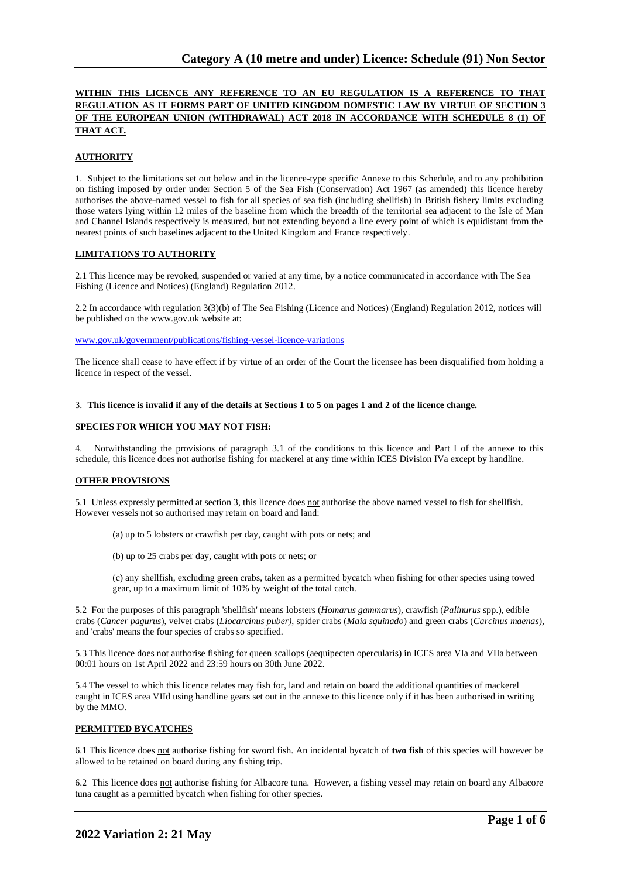# Category A (10 metre and under) Licence: Schedule (91) Non Sector

**WITHIN THIS LICENCE ANY REFERENCE TO AN EU REGULATION IS A REFERENCE TO THAT REGULATION AS IT FORMS PART OF UNITED KINGDOM DOMESTIC LAW BY VIRTUE OF SECTION 3 OF THE EUROPEAN UNION (WITHDRAWAL) ACT 2018 IN ACCORDANCE WITH SCHEDULE 8 (1) OF THAT ACT.**

## AUTHORITY

1. Subject to the limitations set out below and in the licence-type specific Annex to this Schedule, and to any prohibition on fishing imposed by order under Section 5 of the Sea Fish (Conservation) Act 1967 (as amended) this licence hereby authorises the above-named vessel to fish for all species of sea fish (including shellfish) in British fishery limits excluding those waters lying within 12 miles of the baseline from which the breadth of the territorial sea adjacent to the Isle of Man and Channel Islands respectively is measured, but not extending beyond a line every point of which is equidistant from the nearest points of such baselines adjacent to the United Kingdom and France respectively.

## LIMITATIONS TO AUTHORITY

2.1 This licence may be revoked, suspended or varied at any time, by a notice communicated in accordance with The Sea Fishing (Licence and Notices) (England) Regulation 2012.

2.2 In accordance with regulation 3(3)(b) of The Sea Fishing (Licence and Notices) (England) Regulation 2012, notices will be published on the www.gov.uk website at:

www.gov.uk/government/publications/fishing-vessel-licence-variations

The licence shall cease to have effect if by virtue of an order of the Court the licensee has been disqualified from holding a licence in respect of the vessel.

3. **This licence is invalid if any of the details at Sections 1 to 5 on pages 1 and 2 of the licence change.**

## SPECIES FOR WHICH YOU MAY NOT FISH:

4. Notwithstanding the provisions of paragraph 3.1 of the conditions to this licence and Part I of the annexe to this schedule, this licence does not authorise fishing for mackerel at any time within ICES Division IVa except by handline.

## OTHER PROVISIONS

5.1 Unless expressly permitted at section 3, this licence does not authorise the above named vessel to fish for shellfish. However vessels not so authorised may retain on board and land:

(a) up to 5 lobsters or crawfish per day, caught with pots or nets; and

(b) up to 25 crabs per day, caught with pots or nets; or

(c) any shellfish, excluding green crabs, taken as a permitted bycatch when fishing for other species using towed gear, up to a maximum limit of 10% by weight of the total catch.

5.2 For the purposes of this paragraph 'shellfish' means lobsters (*Homarus gammarus*), crawfish (*Palinurus* spp.), edible crabs (*Cancer pagurus*), velvet crabs (*Liocarcinus puber)*, spider crabs (*Maia squinado*) and green crabs (*Carcinus maenas*), and 'crabs' means the four species of crabs so specified.

5.3 This licence does not authorise fishing for queen scallops (aequipecten opercularis) in ICES area VIa and VIIa between 00:01 hours on 1st April 2022 and 23:59 hours on 30th June 2022.

5.4 The vessel to which this licence relates may fish for, land and retain on board the additional quantities of mackerel caught in ICES area VIId using handline gears set out in the annexe to this licence only if it has been authorised in writing by the MMO.

## PERMITTED BYCATCHES

6.1 This licence does not authorise fishing for sword fish. An incidental bycatch of **two fish** of this species will however be allowed to be retained on board during any fishing trip.

6.2 This licence does not authorise fishing for Albacore tuna. However, a fishing vessel may retain on board any Albacore tuna caught as a permitted bycatch when fishing for other species.

**2022 Variation 2: 21 May**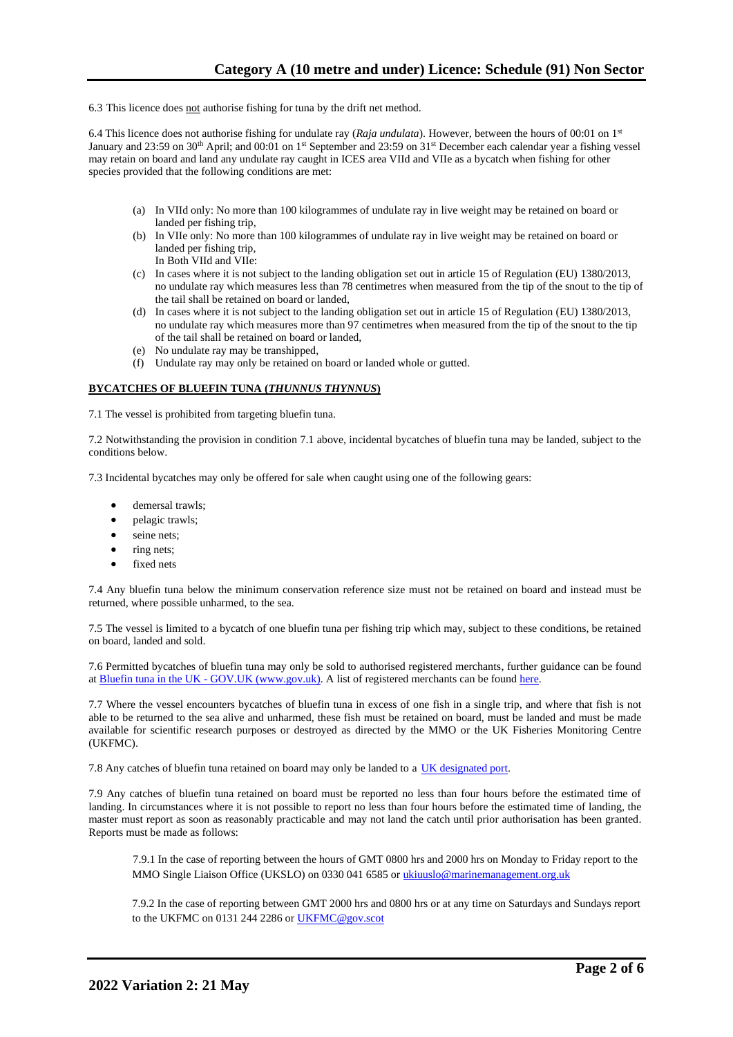6.3 This licence does not authorise fishing for tuna by the drift net method.

6.4 This licence does not authorise fishing for undulate ray (*Raja undulata*). However, between the hours of 00:01 on 1st January and 23:59 on 30th April; and 00:01 on 1st September and 23:59 on 31st December each calendar year a fishing vessel may retain on board and land any undulate ray caught in ICES area VIId and VIIe as a bycatch when fishing for other species provided that the following conditions are met:

(a) In VIId only: No more than 100 kilogrammes of undulate ray in live weight may be retained on board or landed per fishing trip,

(b) In VIIe only: No more than 100 kilogrammes of undulate ray in live weight may be retained on board or landed per fishing trip,

In Both VIId and VIIe:

(c) In cases where it is not subject to the landing obligation set out in article 15 of Regulation (EU) 1380/2013, no undulate ray which measures less than 78 centimetres when measured from the tip of the snout to the tip of the tail shall be retained on board or landed,

(d) In cases where it is not subject to the landing obligation set out in article 15 of Regulation (EU) 1380/2013, no undulate ray which measures more than 97 centimetres when measured from the tip of the snout to the tip of the tail shall be retained on board or landed,

(e) No undulate ray may be transhipped,

(f) Undulate ray may only be retained on board or landed whole or gutted.

**BYCATCHES OF BLUEFIN TUNA (*THUNNUS THYNNUS*)**

7.1 The vessel is prohibited from targeting bluefin tuna.

7.2 Notwithstanding the provision in condition 7.1 above, incidental bycatches of bluefin tuna may be landed, subject to the conditions below.

7.3 Incidental bycatches may only be offered for sale when caught using one of the following gears:

- demersal trawls;
- pelagic trawls;
- seine nets;
- ring nets;
- fixed nets

7.4 Any bluefin tuna below the minimum conservation reference size must not be retained on board and instead must be returned, where possible unharmed, to the sea.

7.5 The vessel is limited to a bycatch of one bluefin tuna per fishing trip which may, subject to these conditions, be retained on board, landed and sold.

7.6 Permitted bycatches of bluefin tuna may only be sold to authorised registered merchants, further guidance can be found at Bluefin tuna in the UK - GOV.UK (www.gov.uk). A list of registered merchants can be found here.

7.7 Where the vessel encounters bycatches of bluefin tuna in excess of one fish in a single trip, and where that fish is not able to be returned to the sea alive and unharmed, these fish must be retained on board, must be landed and must be made available for scientific research purposes or destroyed as directed by the MMO or the UK Fisheries Monitoring Centre (UKFMC).

7.8 Any catches of bluefin tuna retained on board may only be landed to a UK designated port.

7.9 Any catches of bluefin tuna retained on board must be reported no less than four hours before the estimated time of landing. In circumstances where it is not possible to report no less than four hours before the estimated time of landing, the master must report as soon as reasonably practicable and may not land the catch until prior authorisation has been granted. Reports must be made as follows:

7.9.1 In the case of reporting between the hours of GMT 0800 hrs and 2000 hrs on Monday to Friday report to the MMO Single Liaison Office (UKSLO) on 0330 041 6585 or ukiuuslo@marinemanagement.org.uk

7.9.2 In the case of reporting between GMT 2000 hrs and 0800 hrs or at any time on Saturdays and Sundays report to the UKFMC on 0131 244 2286 or UKFMC@gov.scot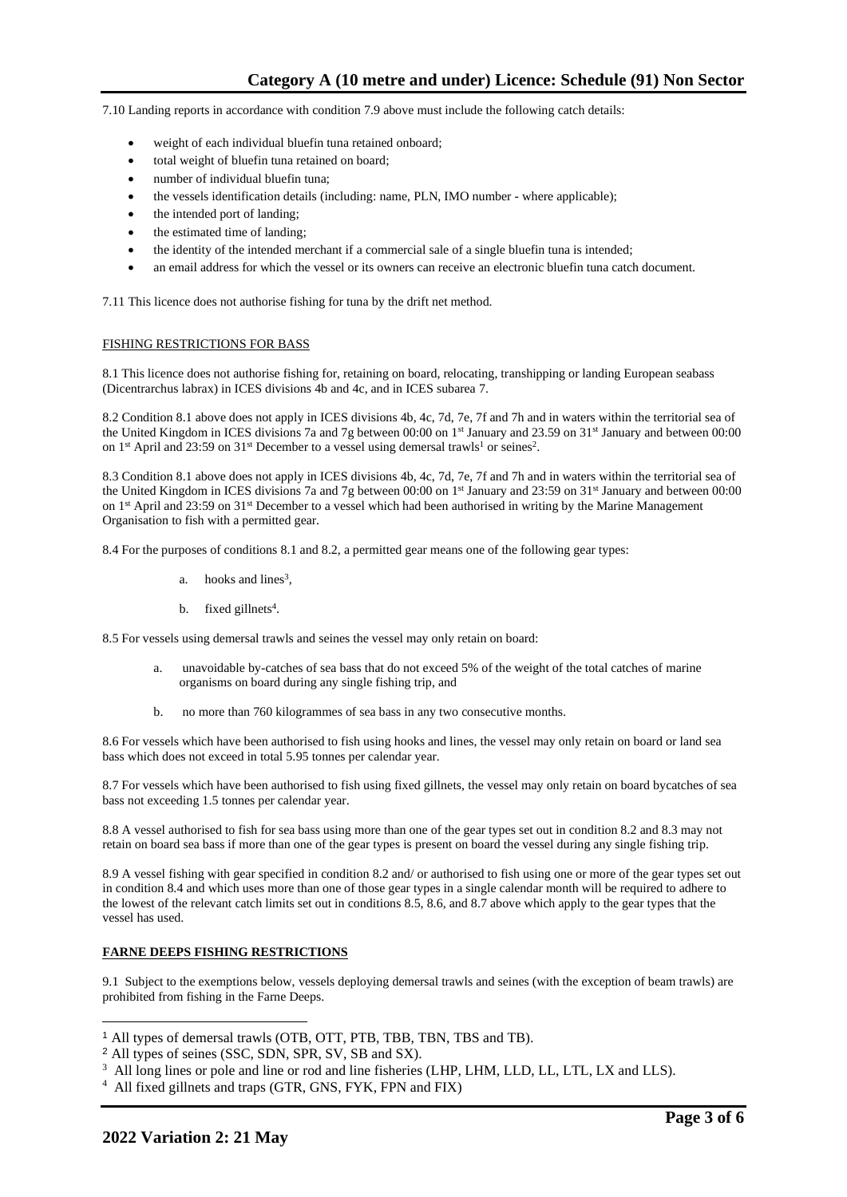7.10 Landing reports in accordance with condition 7.9 above must include the following catch details:

- weight of each individual bluefin tuna retained onboard;
- total weight of bluefin tuna retained on board;
- number of individual bluefin tuna;
- the vessels identification details (including: name, PLN, IMO number - where applicable);
- the intended port of landing;
- the estimated time of landing;
- the identity of the intended merchant if a commercial sale of a single bluefin tuna is intended;
- an email address for which the vessel or its owners can receive an electronic bluefin tuna catch document.

7.11 This licence does not authorise fishing for tuna by the drift net method.

FISHING RESTRICTIONS FOR BASS

8.1 This licence does not authorise fishing for, retaining on board, relocating, transhipping or landing European seabass (Dicentrarchus labrax) in ICES divisions 4b and 4c, and in ICES subarea 7.

8.2 Condition 8.1 above does not apply in ICES divisions 4b, 4c, 7d, 7e, 7f and 7h and in waters within the territorial sea of the United Kingdom in ICES divisions 7a and 7g between 00:00 on 1st January and 23.59 on 31st January and between 00:00 on 1st April and 23:59 on 31st December to a vessel using demersal trawls[1] or seines[2].

8.3 Condition 8.1 above does not apply in ICES divisions 4b, 4c, 7d, 7e, 7f and 7h and in waters within the territorial sea of the United Kingdom in ICES divisions 7a and 7g between 00:00 on 1st January and 23:59 on 31st January and between 00:00 on 1st April and 23:59 on 31st December to a vessel which had been authorised in writing by the Marine Management Organisation to fish with a permitted gear.

8.4 For the purposes of conditions 8.1 and 8.2, a permitted gear means one of the following gear types:

a. hooks and lines[3],

b. fixed gillnets[4].

8.5 For vessels using demersal trawls and seines the vessel may only retain on board:

a. unavoidable by-catches of sea bass that do not exceed 5% of the weight of the total catches of marine organisms on board during any single fishing trip, and

b. no more than 760 kilogrammes of sea bass in any two consecutive months.

8.6 For vessels which have been authorised to fish using hooks and lines, the vessel may only retain on board or land sea bass which does not exceed in total 5.95 tonnes per calendar year.

8.7 For vessels which have been authorised to fish using fixed gillnets, the vessel may only retain on board bycatches of sea bass not exceeding 1.5 tonnes per calendar year.

8.8 A vessel authorised to fish for sea bass using more than one of the gear types set out in condition 8.2 and 8.3 may not retain on board sea bass if more than one of the gear types is present on board the vessel during any single fishing trip.

8.9 A vessel fishing with gear specified in condition 8.2 and/ or authorised to fish using one or more of the gear types set out in condition 8.4 and which uses more than one of those gear types in a single calendar month will be required to adhere to the lowest of the relevant catch limits set out in conditions 8.5, 8.6, and 8.7 above which apply to the gear types that the vessel has used.

**FARNE DEEPS FISHING RESTRICTIONS**

9.1 Subject to the exemptions below, vessels deploying demersal trawls and seines (with the exception of beam trawls) are prohibited from fishing in the Farne Deeps.

---

[1] All types of demersal trawls (OTB, OTT, PTB, TBB, TBN, TBS and TB).

[2] All types of seines (SSC, SDN, SPR, SV, SB and SX).

[3] All long lines or pole and line or rod and line fisheries (LHP, LHM, LLD, LL, LTL, LX and LLS).

[4] All fixed gillnets and traps (GTR, GNS, FYK, FPN and FIX)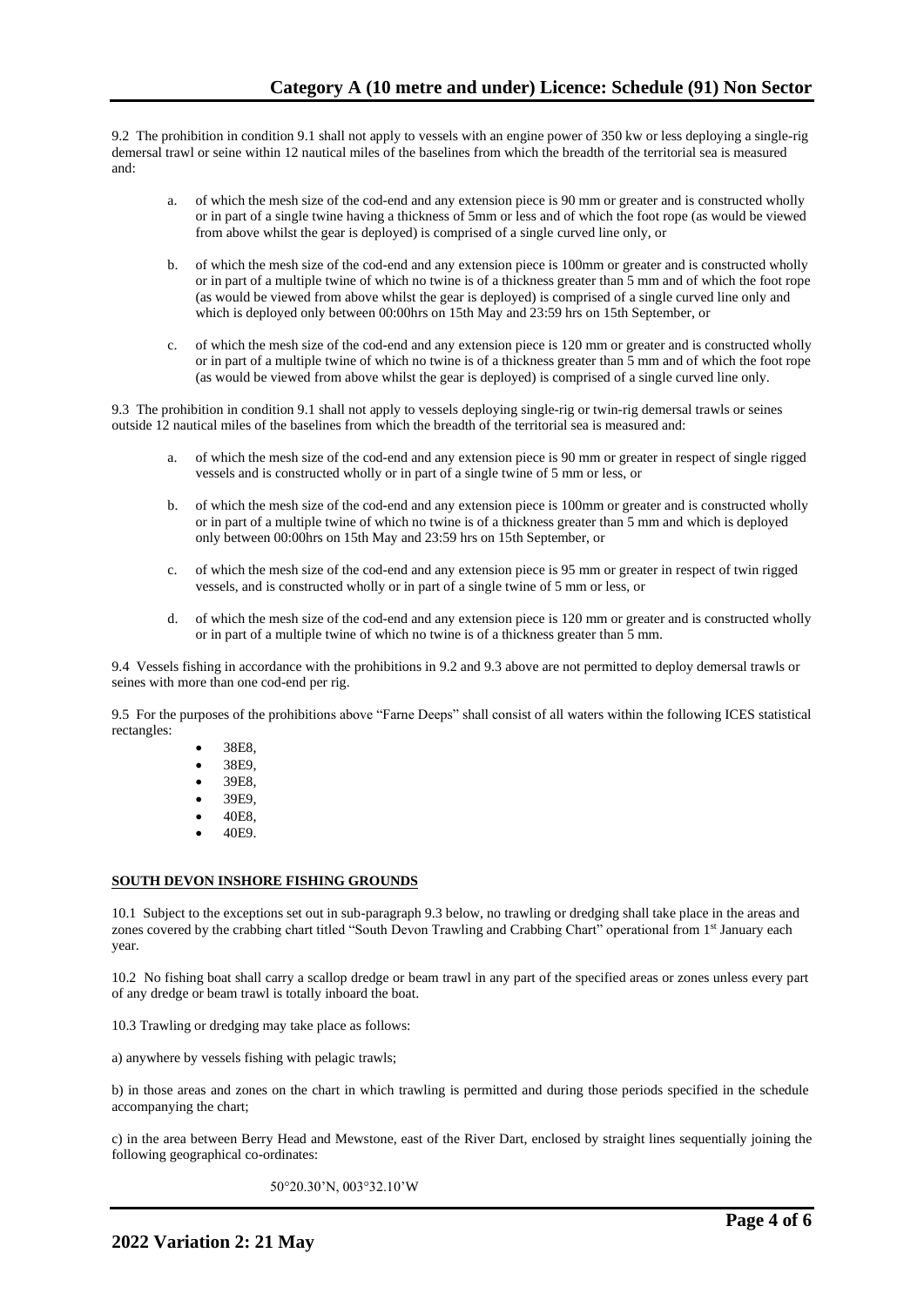9.2 The prohibition in condition 9.1 shall not apply to vessels with an engine power of 350 kw or less deploying a single-rig demersal trawl or seine within 12 nautical miles of the baselines from which the breadth of the territorial sea is measured and:

a. of which the mesh size of the cod-end and any extension piece is 90 mm or greater and is constructed wholly or in part of a single twine having a thickness of 5mm or less and of which the foot rope (as would be viewed from above whilst the gear is deployed) is comprised of a single curved line only, or

b. of which the mesh size of the cod-end and any extension piece is 100mm or greater and is constructed wholly or in part of a multiple twine of which no twine is of a thickness greater than 5 mm and of which the foot rope (as would be viewed from above whilst the gear is deployed) is comprised of a single curved line only and which is deployed only between 00:00hrs on 15th May and 23:59 hrs on 15th September, or

c. of which the mesh size of the cod-end and any extension piece is 120 mm or greater and is constructed wholly or in part of a multiple twine of which no twine is of a thickness greater than 5 mm and of which the foot rope (as would be viewed from above whilst the gear is deployed) is comprised of a single curved line only.

9.3 The prohibition in condition 9.1 shall not apply to vessels deploying single-rig or twin-rig demersal trawls or seines outside 12 nautical miles of the baselines from which the breadth of the territorial sea is measured and:

a. of which the mesh size of the cod-end and any extension piece is 90 mm or greater in respect of single rigged vessels and is constructed wholly or in part of a single twine of 5 mm or less, or

b. of which the mesh size of the cod-end and any extension piece is 100mm or greater and is constructed wholly or in part of a multiple twine of which no twine is of a thickness greater than 5 mm and which is deployed only between 00:00hrs on 15th May and 23:59 hrs on 15th September, or

c. of which the mesh size of the cod-end and any extension piece is 95 mm or greater in respect of twin rigged vessels, and is constructed wholly or in part of a single twine of 5 mm or less, or

d. of which the mesh size of the cod-end and any extension piece is 120 mm or greater and is constructed wholly or in part of a multiple twine of which no twine is of a thickness greater than 5 mm.

9.4 Vessels fishing in accordance with the prohibitions in 9.2 and 9.3 above are not permitted to deploy demersal trawls or seines with more than one cod-end per rig.

9.5 For the purposes of the prohibitions above "Farne Deeps" shall consist of all waters within the following ICES statistical rectangles:

- 38E8,
- 38E9,
- 39E8,
- 39E9,
- 40E8,
- 40E9.

**SOUTH DEVON INSHORE FISHING GROUNDS**

10.1 Subject to the exceptions set out in sub-paragraph 9.3 below, no trawling or dredging shall take place in the areas and zones covered by the crabbing chart titled "South Devon Trawling and Crabbing Chart" operational from 1st January each year.

10.2 No fishing boat shall carry a scallop dredge or beam trawl in any part of the specified areas or zones unless every part of any dredge or beam trawl is totally inboard the boat.

10.3 Trawling or dredging may take place as follows:

a) anywhere by vessels fishing with pelagic trawls;

b) in those areas and zones on the chart in which trawling is permitted and during those periods specified in the schedule accompanying the chart;

c) in the area between Berry Head and Mewstone, east of the River Dart, enclosed by straight lines sequentially joining the following geographical co-ordinates:

50°20.30'N, 003°32.10'W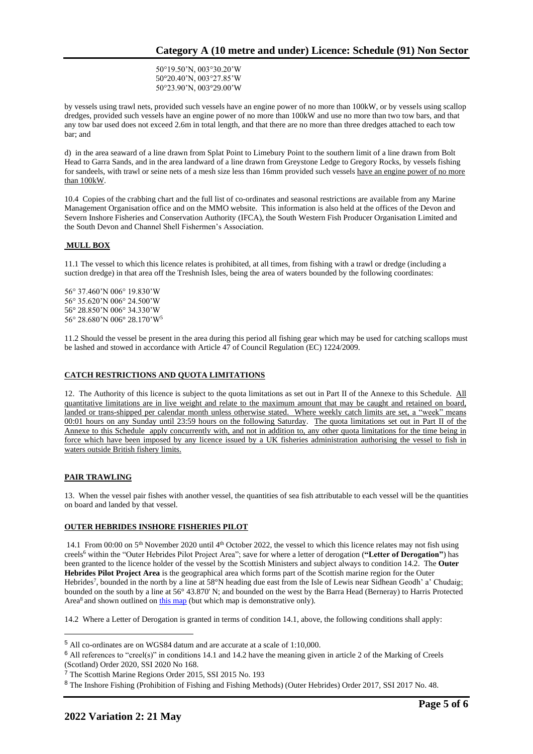50°19.50'N, 003°30.20'W
50°20.40'N, 003°27.85'W
50°23.90'N, 003°29.00'W

by vessels using trawl nets, provided such vessels have an engine power of no more than 100kW, or by vessels using scallop dredges, provided such vessels have an engine power of no more than 100kW and use no more than two tow bars, and that any tow bar used does not exceed 2.6m in total length, and that there are no more than three dredges attached to each tow bar; and

d) in the area seaward of a line drawn from Splat Point to Limebury Point to the southern limit of a line drawn from Bolt Head to Garra Sands, and in the area landward of a line drawn from Greystone Ledge to Gregory Rocks, by vessels fishing for sandeels, with trawl or seine nets of a mesh size less than 16mm provided such vessels have an engine power of no more than 100kW.

10.4 Copies of the crabbing chart and the full list of co-ordinates and seasonal restrictions are available from any Marine Management Organisation office and on the MMO website. This information is also held at the offices of the Devon and Severn Inshore Fisheries and Conservation Authority (IFCA), the South Western Fish Producer Organisation Limited and the South Devon and Channel Shell Fishermen's Association.

## MULL BOX

11.1 The vessel to which this licence relates is prohibited, at all times, from fishing with a trawl or dredge (including a suction dredge) in that area off the Treshnish Isles, being the area of waters bounded by the following coordinates:

56° 37.460'N 006° 19.830'W
56° 35.620'N 006° 24.500'W
56° 28.850'N 006° 34.330'W
56° 28.680'N 006° 28.170'W[5]

11.2 Should the vessel be present in the area during this period all fishing gear which may be used for catching scallops must be lashed and stowed in accordance with Article 47 of Council Regulation (EC) 1224/2009.

## CATCH RESTRICTIONS AND QUOTA LIMITATIONS

12. The Authority of this licence is subject to the quota limitations as set out in Part II of the Annexe to this Schedule. All quantitative limitations are in live weight and relate to the maximum amount that may be caught and retained on board, landed or trans-shipped per calendar month unless otherwise stated. Where weekly catch limits are set, a "week" means 00:01 hours on any Sunday until 23:59 hours on the following Saturday. The quota limitations set out in Part II of the Annexe to this Schedule apply concurrently with, and not in addition to, any other quota limitations for the time being in force which have been imposed by any licence issued by a UK fisheries administration authorising the vessel to fish in waters outside British fishery limits.

## PAIR TRAWLING

13. When the vessel pair fishes with another vessel, the quantities of sea fish attributable to each vessel will be the quantities on board and landed by that vessel.

## OUTER HEBRIDES INSHORE FISHERIES PILOT

14.1 From 00:00 on 5th November 2020 until 4th October 2022, the vessel to which this licence relates may not fish using creels[6] within the "Outer Hebrides Pilot Project Area"; save for where a letter of derogation (**"Letter of Derogation"**) has been granted to the licence holder of the vessel by the Scottish Ministers and subject always to condition 14.2. The **Outer Hebrides Pilot Project Area** is the geographical area which forms part of the Scottish marine region for the Outer Hebrides[7], bounded in the north by a line at 58°N heading due east from the Isle of Lewis near Sidhean Geodh' a' Chudaig; bounded on the south by a line at 56° 43.870' N; and bounded on the west by the Barra Head (Berneray) to Harris Protected Area[8] and shown outlined on this map (but which map is demonstrative only).

14.2 Where a Letter of Derogation is granted in terms of condition 14.1, above, the following conditions shall apply:

---

[5] All co-ordinates are on WGS84 datum and are accurate at a scale of 1:10,000.

[6] All references to "creel(s)" in conditions 14.1 and 14.2 have the meaning given in article 2 of the Marking of Creels (Scotland) Order 2020, SSI 2020 No 168.

[7] The Scottish Marine Regions Order 2015, SSI 2015 No. 193

[8] The Inshore Fishing (Prohibition of Fishing and Fishing Methods) (Outer Hebrides) Order 2017, SSI 2017 No. 48.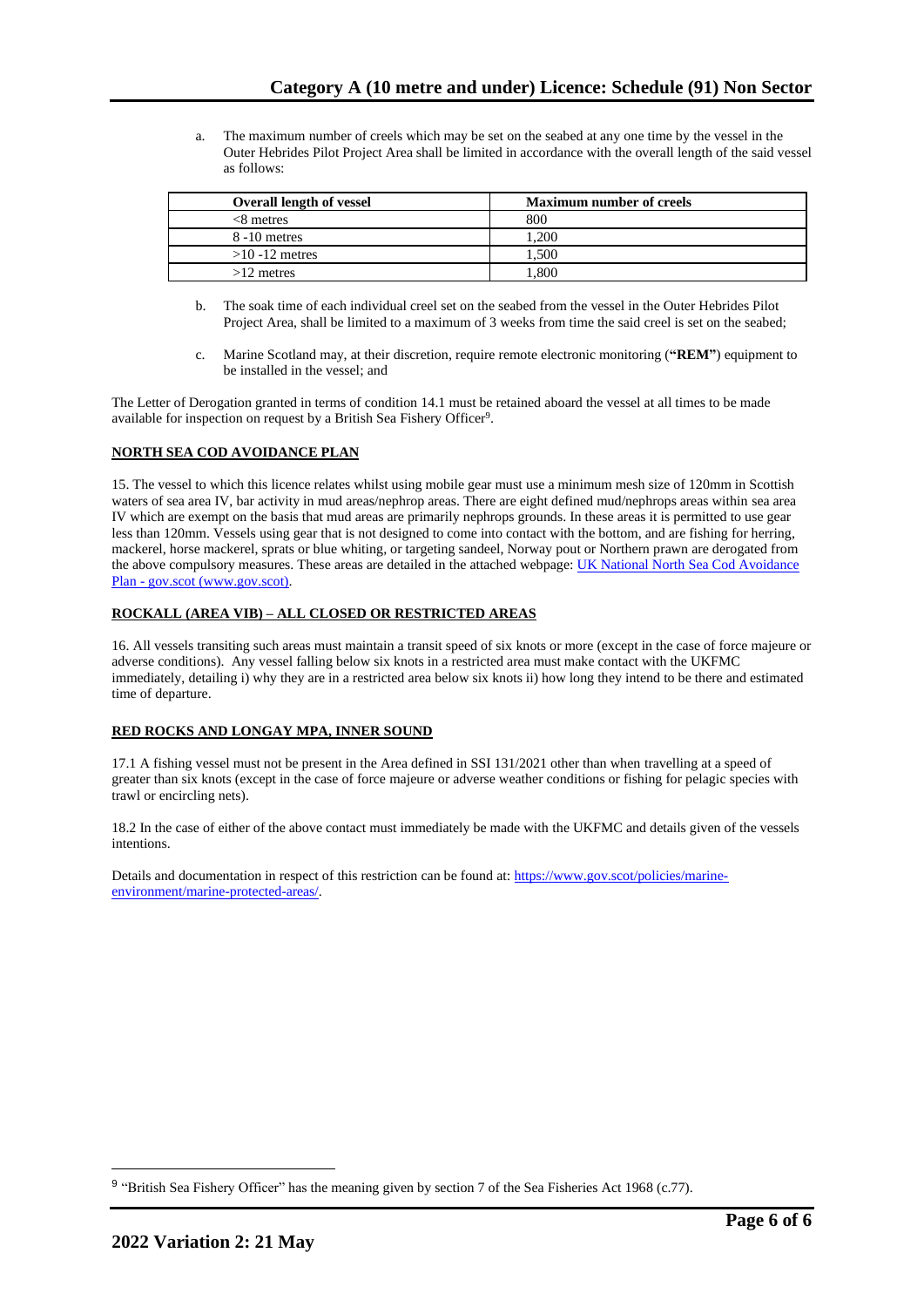a. The maximum number of creels which may be set on the seabed at any one time by the vessel in the Outer Hebrides Pilot Project Area shall be limited in accordance with the overall length of the said vessel as follows:

| Overall length of vessel | Maximum number of creels |
|---|---|
| <8 metres | 800 |
| 8 -10 metres | 1,200 |
| >10 -12 metres | 1,500 |
| >12 metres | 1,800 |

b. The soak time of each individual creel set on the seabed from the vessel in the Outer Hebrides Pilot Project Area, shall be limited to a maximum of 3 weeks from time the said creel is set on the seabed;

c. Marine Scotland may, at their discretion, require remote electronic monitoring (**"REM"**) equipment to be installed in the vessel; and

The Letter of Derogation granted in terms of condition 14.1 must be retained aboard the vessel at all times to be made available for inspection on request by a British Sea Fishery Officer[9].

**NORTH SEA COD AVOIDANCE PLAN**

15. The vessel to which this licence relates whilst using mobile gear must use a minimum mesh size of 120mm in Scottish waters of sea area IV, bar activity in mud areas/nephrop areas. There are eight defined mud/nephrops areas within sea area IV which are exempt on the basis that mud areas are primarily nephrops grounds. In these areas it is permitted to use gear less than 120mm. Vessels using gear that is not designed to come into contact with the bottom, and are fishing for herring, mackerel, horse mackerel, sprats or blue whiting, or targeting sandeel, Norway pout or Northern prawn are derogated from the above compulsory measures. These areas are detailed in the attached webpage: UK National North Sea Cod Avoidance Plan - gov.scot (www.gov.scot).

**ROCKALL (AREA VIB) – ALL CLOSED OR RESTRICTED AREAS**

16. All vessels transiting such areas must maintain a transit speed of six knots or more (except in the case of force majeure or adverse conditions). Any vessel falling below six knots in a restricted area must make contact with the UKFMC immediately, detailing i) why they are in a restricted area below six knots ii) how long they intend to be there and estimated time of departure.

**RED ROCKS AND LONGAY MPA, INNER SOUND**

17.1 A fishing vessel must not be present in the Area defined in SSI 131/2021 other than when travelling at a speed of greater than six knots (except in the case of force majeure or adverse weather conditions or fishing for pelagic species with trawl or encircling nets).

18.2 In the case of either of the above contact must immediately be made with the UKFMC and details given of the vessels intentions.

Details and documentation in respect of this restriction can be found at: https://www.gov.scot/policies/marine-environment/marine-protected-areas/.

[9] "British Sea Fishery Officer" has the meaning given by section 7 of the Sea Fisheries Act 1968 (c.77).